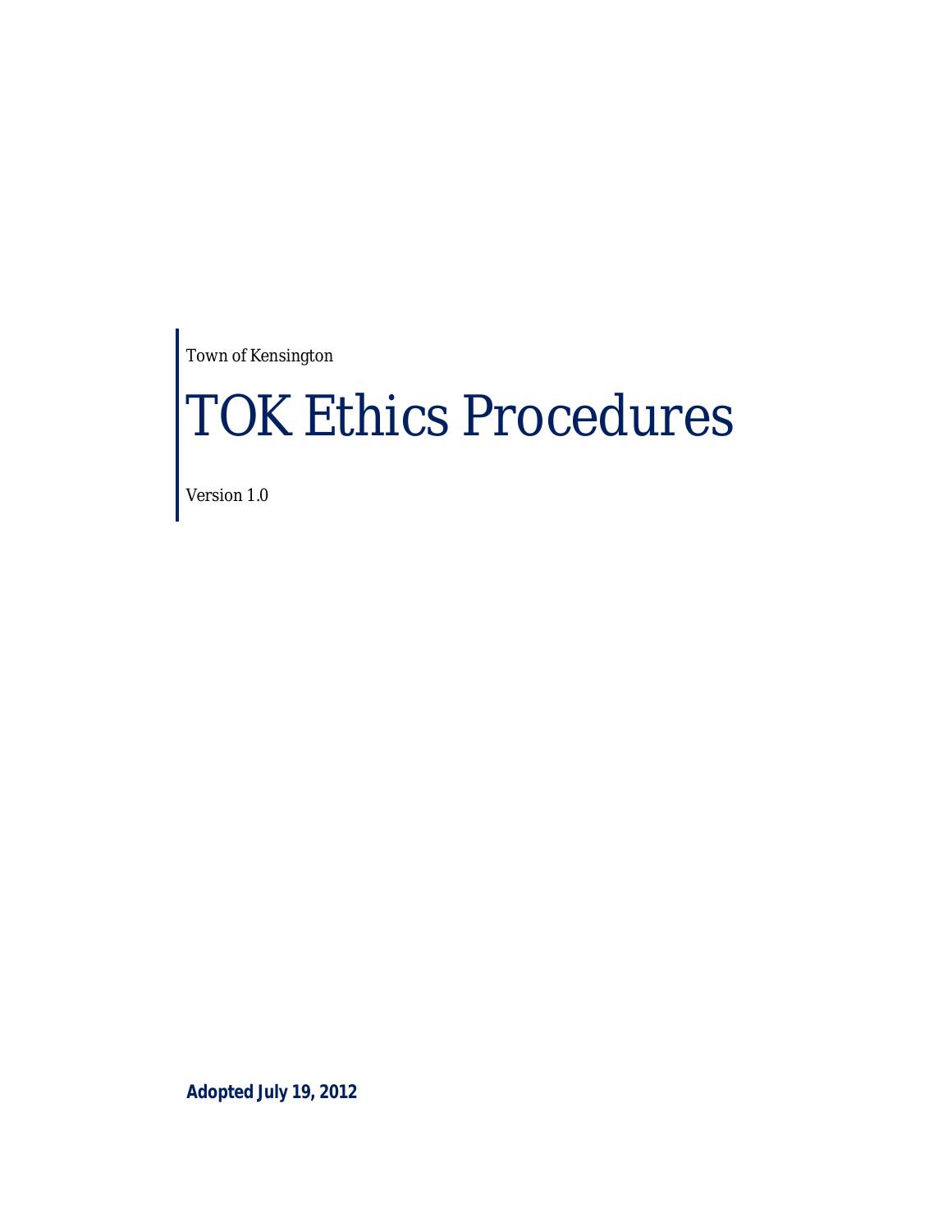Town of Kensington

# TOK Ethics Procedures

Version 1.0

**Adopted July 19, 2012**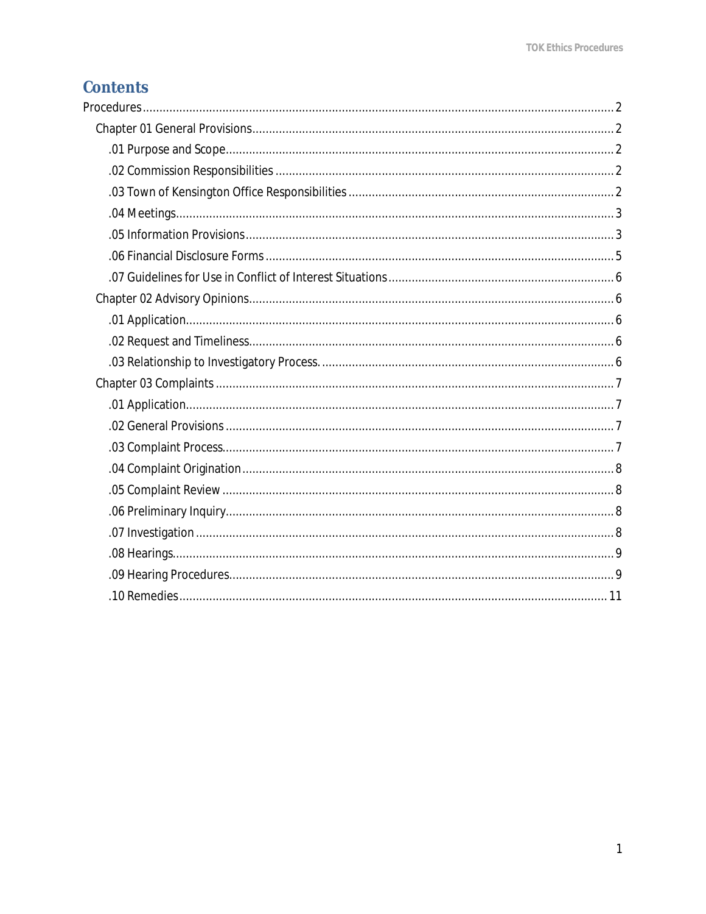# Contents

- Procedures ..... 2
  - Chapter 01 General Provisions ..... 2
    - .01 Purpose and Scope ..... 2
    - .02 Commission Responsibilities ..... 2
    - .03 Town of Kensington Office Responsibilities ..... 2
    - .04 Meetings ..... 3
    - .05 Information Provisions ..... 3
    - .06 Financial Disclosure Forms ..... 5
    - .07 Guidelines for Use in Conflict of Interest Situations ..... 6
  - Chapter 02 Advisory Opinions ..... 6
    - .01 Application ..... 6
    - .02 Request and Timeliness ..... 6
    - .03 Relationship to Investigatory Process. ..... 6
  - Chapter 03 Complaints ..... 7
    - .01 Application ..... 7
    - .02 General Provisions ..... 7
    - .03 Complaint Process ..... 7
    - .04 Complaint Origination ..... 8
    - .05 Complaint Review ..... 8
    - .06 Preliminary Inquiry ..... 8
    - .07 Investigation ..... 8
    - .08 Hearings ..... 9
    - .09 Hearing Procedures ..... 9
    - .10 Remedies ..... 11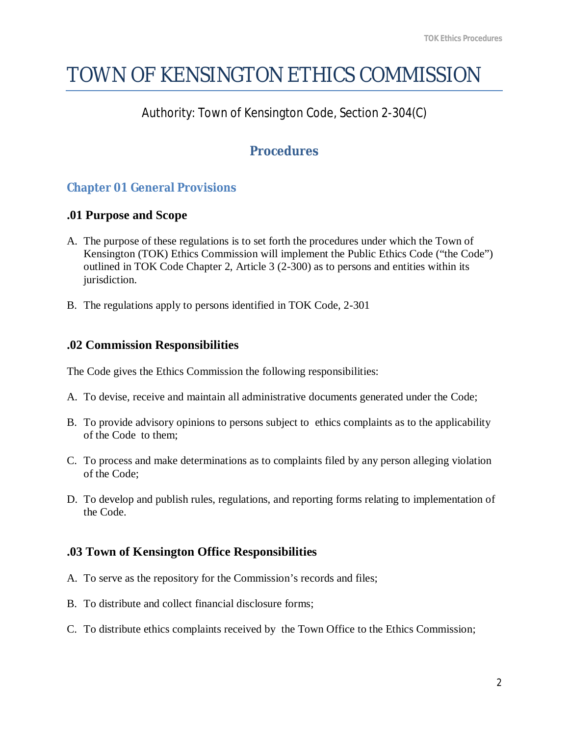# TOWN OF KENSINGTON ETHICS COMMISSION

Authority: Town of Kensington Code, Section 2-304(C)

## Procedures

### Chapter 01 General Provisions

#### .01 Purpose and Scope

A. The purpose of these regulations is to set forth the procedures under which the Town of Kensington (TOK) Ethics Commission will implement the Public Ethics Code ("the Code") outlined in TOK Code Chapter 2, Article 3 (2-300) as to persons and entities within its jurisdiction.

B. The regulations apply to persons identified in TOK Code, 2-301

#### .02 Commission Responsibilities

The Code gives the Ethics Commission the following responsibilities:

A. To devise, receive and maintain all administrative documents generated under the Code;

B. To provide advisory opinions to persons subject to ethics complaints as to the applicability of the Code to them;

C. To process and make determinations as to complaints filed by any person alleging violation of the Code;

D. To develop and publish rules, regulations, and reporting forms relating to implementation of the Code.

#### .03 Town of Kensington Office Responsibilities

A. To serve as the repository for the Commission's records and files;

B. To distribute and collect financial disclosure forms;

C. To distribute ethics complaints received by the Town Office to the Ethics Commission;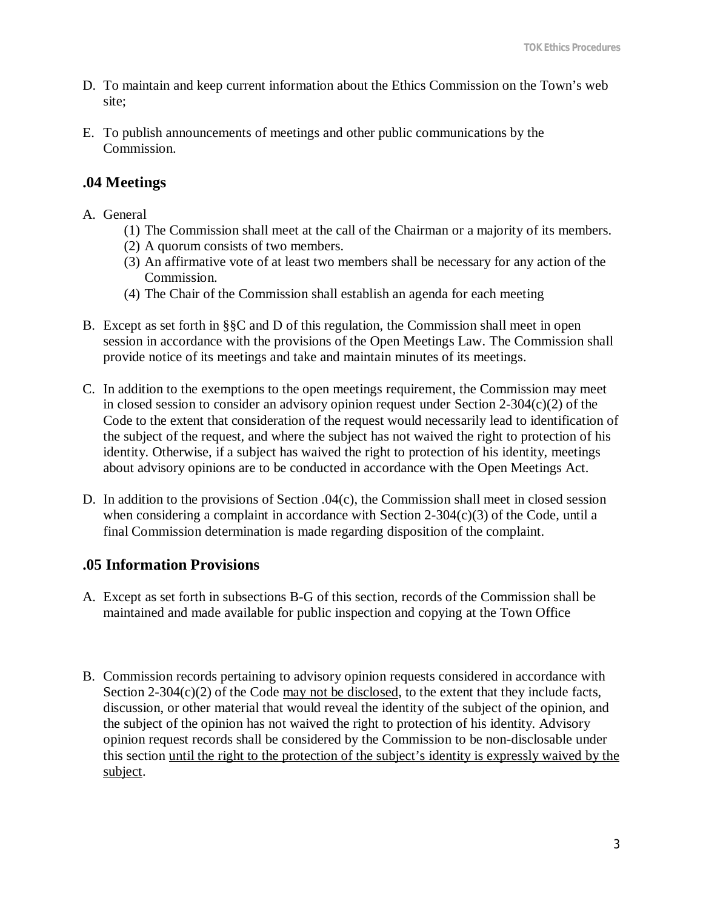D. To maintain and keep current information about the Ethics Commission on the Town's web site;

E. To publish announcements of meetings and other public communications by the Commission.

## .04 Meetings

A. General
   (1) The Commission shall meet at the call of the Chairman or a majority of its members.
   (2) A quorum consists of two members.
   (3) An affirmative vote of at least two members shall be necessary for any action of the Commission.
   (4) The Chair of the Commission shall establish an agenda for each meeting

B. Except as set forth in §§C and D of this regulation, the Commission shall meet in open session in accordance with the provisions of the Open Meetings Law. The Commission shall provide notice of its meetings and take and maintain minutes of its meetings.

C. In addition to the exemptions to the open meetings requirement, the Commission may meet in closed session to consider an advisory opinion request under Section 2-304(c)(2) of the Code to the extent that consideration of the request would necessarily lead to identification of the subject of the request, and where the subject has not waived the right to protection of his identity. Otherwise, if a subject has waived the right to protection of his identity, meetings about advisory opinions are to be conducted in accordance with the Open Meetings Act.

D. In addition to the provisions of Section .04(c), the Commission shall meet in closed session when considering a complaint in accordance with Section 2-304(c)(3) of the Code, until a final Commission determination is made regarding disposition of the complaint.

## .05 Information Provisions

A. Except as set forth in subsections B-G of this section, records of the Commission shall be maintained and made available for public inspection and copying at the Town Office

B. Commission records pertaining to advisory opinion requests considered in accordance with Section 2-304(c)(2) of the Code may not be disclosed, to the extent that they include facts, discussion, or other material that would reveal the identity of the subject of the opinion, and the subject of the opinion has not waived the right to protection of his identity. Advisory opinion request records shall be considered by the Commission to be non-disclosable under this section until the right to the protection of the subject's identity is expressly waived by the subject.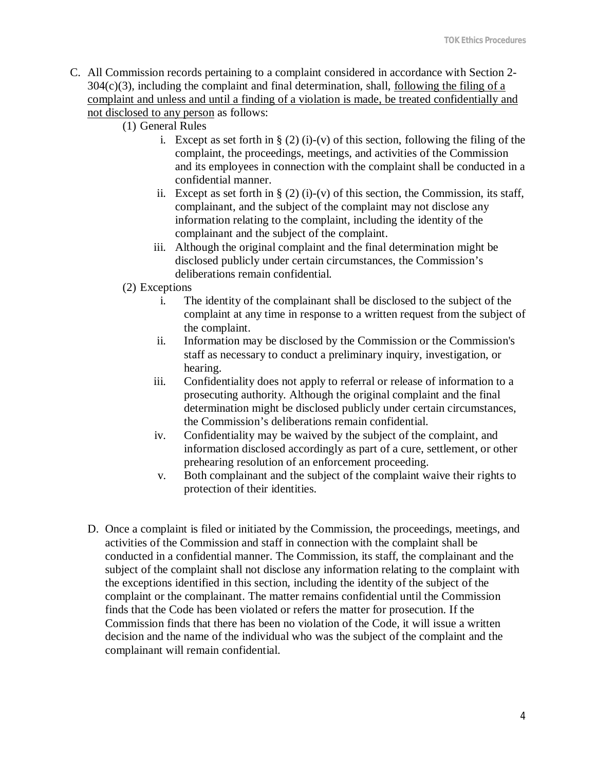C. All Commission records pertaining to a complaint considered in accordance with Section 2-304(c)(3), including the complaint and final determination, shall, <u>following the filing of a complaint and unless and until a finding of a violation is made, be treated confidentially and not disclosed to any person</u> as follows:

  (1) General Rules

    i. Except as set forth in § (2) (i)-(v) of this section, following the filing of the complaint, the proceedings, meetings, and activities of the Commission and its employees in connection with the complaint shall be conducted in a confidential manner.

    ii. Except as set forth in § (2) (i)-(v) of this section, the Commission, its staff, complainant, and the subject of the complaint may not disclose any information relating to the complaint, including the identity of the complainant and the subject of the complaint.

    iii. Although the original complaint and the final determination might be disclosed publicly under certain circumstances, the Commission's deliberations remain confidential.

  (2) Exceptions

    i. The identity of the complainant shall be disclosed to the subject of the complaint at any time in response to a written request from the subject of the complaint.

    ii. Information may be disclosed by the Commission or the Commission's staff as necessary to conduct a preliminary inquiry, investigation, or hearing.

    iii. Confidentiality does not apply to referral or release of information to a prosecuting authority. Although the original complaint and the final determination might be disclosed publicly under certain circumstances, the Commission's deliberations remain confidential.

    iv. Confidentiality may be waived by the subject of the complaint, and information disclosed accordingly as part of a cure, settlement, or other prehearing resolution of an enforcement proceeding.

    v. Both complainant and the subject of the complaint waive their rights to protection of their identities.

D. Once a complaint is filed or initiated by the Commission, the proceedings, meetings, and activities of the Commission and staff in connection with the complaint shall be conducted in a confidential manner. The Commission, its staff, the complainant and the subject of the complaint shall not disclose any information relating to the complaint with the exceptions identified in this section, including the identity of the subject of the complaint or the complainant. The matter remains confidential until the Commission finds that the Code has been violated or refers the matter for prosecution. If the Commission finds that there has been no violation of the Code, it will issue a written decision and the name of the individual who was the subject of the complaint and the complainant will remain confidential.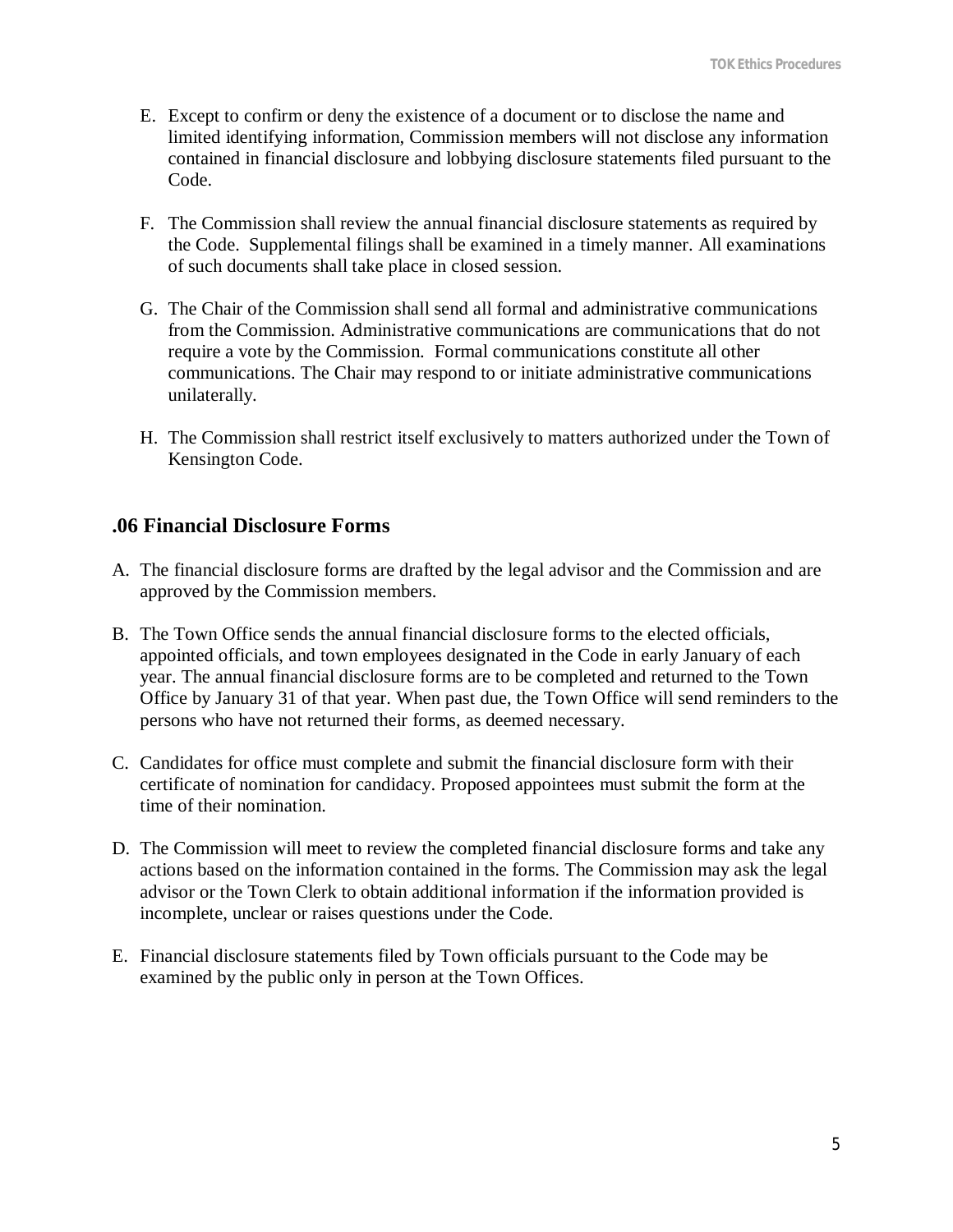E. Except to confirm or deny the existence of a document or to disclose the name and limited identifying information, Commission members will not disclose any information contained in financial disclosure and lobbying disclosure statements filed pursuant to the Code.

F. The Commission shall review the annual financial disclosure statements as required by the Code. Supplemental filings shall be examined in a timely manner. All examinations of such documents shall take place in closed session.

G. The Chair of the Commission shall send all formal and administrative communications from the Commission. Administrative communications are communications that do not require a vote by the Commission. Formal communications constitute all other communications. The Chair may respond to or initiate administrative communications unilaterally.

H. The Commission shall restrict itself exclusively to matters authorized under the Town of Kensington Code.

## .06 Financial Disclosure Forms

A. The financial disclosure forms are drafted by the legal advisor and the Commission and are approved by the Commission members.

B. The Town Office sends the annual financial disclosure forms to the elected officials, appointed officials, and town employees designated in the Code in early January of each year. The annual financial disclosure forms are to be completed and returned to the Town Office by January 31 of that year. When past due, the Town Office will send reminders to the persons who have not returned their forms, as deemed necessary.

C. Candidates for office must complete and submit the financial disclosure form with their certificate of nomination for candidacy. Proposed appointees must submit the form at the time of their nomination.

D. The Commission will meet to review the completed financial disclosure forms and take any actions based on the information contained in the forms. The Commission may ask the legal advisor or the Town Clerk to obtain additional information if the information provided is incomplete, unclear or raises questions under the Code.

E. Financial disclosure statements filed by Town officials pursuant to the Code may be examined by the public only in person at the Town Offices.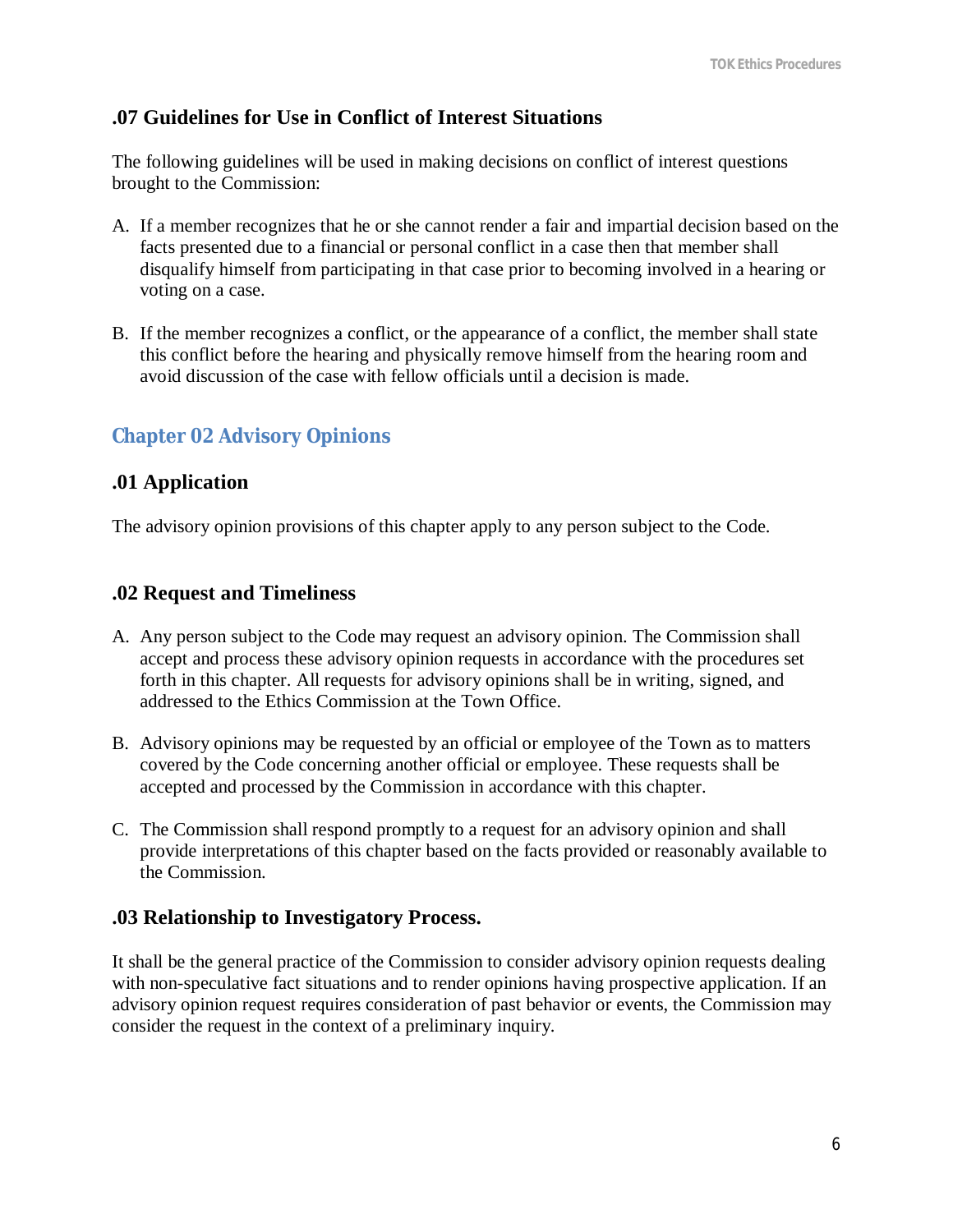### .07 Guidelines for Use in Conflict of Interest Situations

The following guidelines will be used in making decisions on conflict of interest questions brought to the Commission:

A. If a member recognizes that he or she cannot render a fair and impartial decision based on the facts presented due to a financial or personal conflict in a case then that member shall disqualify himself from participating in that case prior to becoming involved in a hearing or voting on a case.

B. If the member recognizes a conflict, or the appearance of a conflict, the member shall state this conflict before the hearing and physically remove himself from the hearing room and avoid discussion of the case with fellow officials until a decision is made.

## Chapter 02 Advisory Opinions

### .01 Application

The advisory opinion provisions of this chapter apply to any person subject to the Code.

### .02 Request and Timeliness

A. Any person subject to the Code may request an advisory opinion. The Commission shall accept and process these advisory opinion requests in accordance with the procedures set forth in this chapter. All requests for advisory opinions shall be in writing, signed, and addressed to the Ethics Commission at the Town Office.

B. Advisory opinions may be requested by an official or employee of the Town as to matters covered by the Code concerning another official or employee. These requests shall be accepted and processed by the Commission in accordance with this chapter.

C. The Commission shall respond promptly to a request for an advisory opinion and shall provide interpretations of this chapter based on the facts provided or reasonably available to the Commission.

### .03 Relationship to Investigatory Process.

It shall be the general practice of the Commission to consider advisory opinion requests dealing with non-speculative fact situations and to render opinions having prospective application. If an advisory opinion request requires consideration of past behavior or events, the Commission may consider the request in the context of a preliminary inquiry.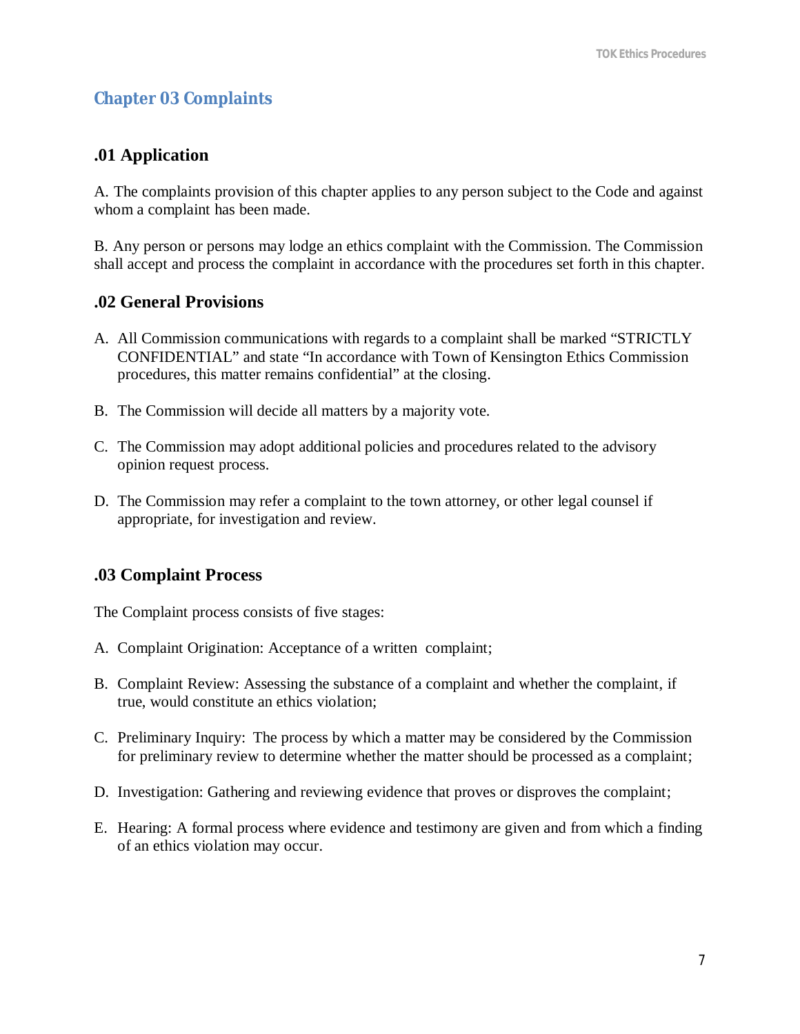## Chapter 03 Complaints

### .01 Application

A. The complaints provision of this chapter applies to any person subject to the Code and against whom a complaint has been made.

B. Any person or persons may lodge an ethics complaint with the Commission. The Commission shall accept and process the complaint in accordance with the procedures set forth in this chapter.

### .02 General Provisions

A. All Commission communications with regards to a complaint shall be marked "STRICTLY CONFIDENTIAL" and state "In accordance with Town of Kensington Ethics Commission procedures, this matter remains confidential" at the closing.

B. The Commission will decide all matters by a majority vote.

C. The Commission may adopt additional policies and procedures related to the advisory opinion request process.

D. The Commission may refer a complaint to the town attorney, or other legal counsel if appropriate, for investigation and review.

### .03 Complaint Process

The Complaint process consists of five stages:

A. Complaint Origination: Acceptance of a written complaint;

B. Complaint Review: Assessing the substance of a complaint and whether the complaint, if true, would constitute an ethics violation;

C. Preliminary Inquiry: The process by which a matter may be considered by the Commission for preliminary review to determine whether the matter should be processed as a complaint;

D. Investigation: Gathering and reviewing evidence that proves or disproves the complaint;

E. Hearing: A formal process where evidence and testimony are given and from which a finding of an ethics violation may occur.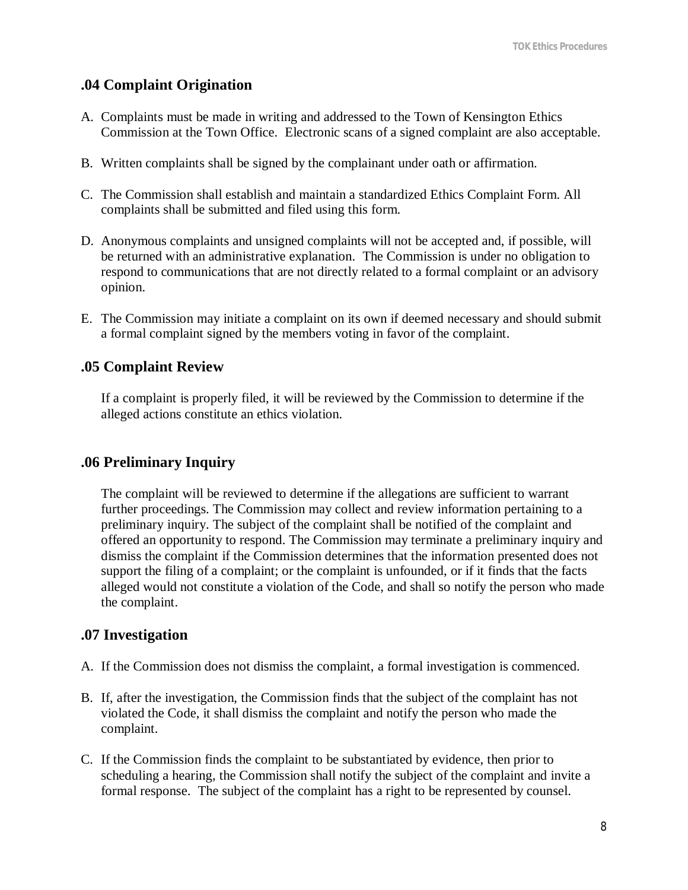## .04 Complaint Origination

A. Complaints must be made in writing and addressed to the Town of Kensington Ethics Commission at the Town Office. Electronic scans of a signed complaint are also acceptable.

B. Written complaints shall be signed by the complainant under oath or affirmation.

C. The Commission shall establish and maintain a standardized Ethics Complaint Form. All complaints shall be submitted and filed using this form.

D. Anonymous complaints and unsigned complaints will not be accepted and, if possible, will be returned with an administrative explanation. The Commission is under no obligation to respond to communications that are not directly related to a formal complaint or an advisory opinion.

E. The Commission may initiate a complaint on its own if deemed necessary and should submit a formal complaint signed by the members voting in favor of the complaint.

## .05 Complaint Review

If a complaint is properly filed, it will be reviewed by the Commission to determine if the alleged actions constitute an ethics violation.

## .06 Preliminary Inquiry

The complaint will be reviewed to determine if the allegations are sufficient to warrant further proceedings. The Commission may collect and review information pertaining to a preliminary inquiry. The subject of the complaint shall be notified of the complaint and offered an opportunity to respond. The Commission may terminate a preliminary inquiry and dismiss the complaint if the Commission determines that the information presented does not support the filing of a complaint; or the complaint is unfounded, or if it finds that the facts alleged would not constitute a violation of the Code, and shall so notify the person who made the complaint.

## .07 Investigation

A. If the Commission does not dismiss the complaint, a formal investigation is commenced.

B. If, after the investigation, the Commission finds that the subject of the complaint has not violated the Code, it shall dismiss the complaint and notify the person who made the complaint.

C. If the Commission finds the complaint to be substantiated by evidence, then prior to scheduling a hearing, the Commission shall notify the subject of the complaint and invite a formal response. The subject of the complaint has a right to be represented by counsel.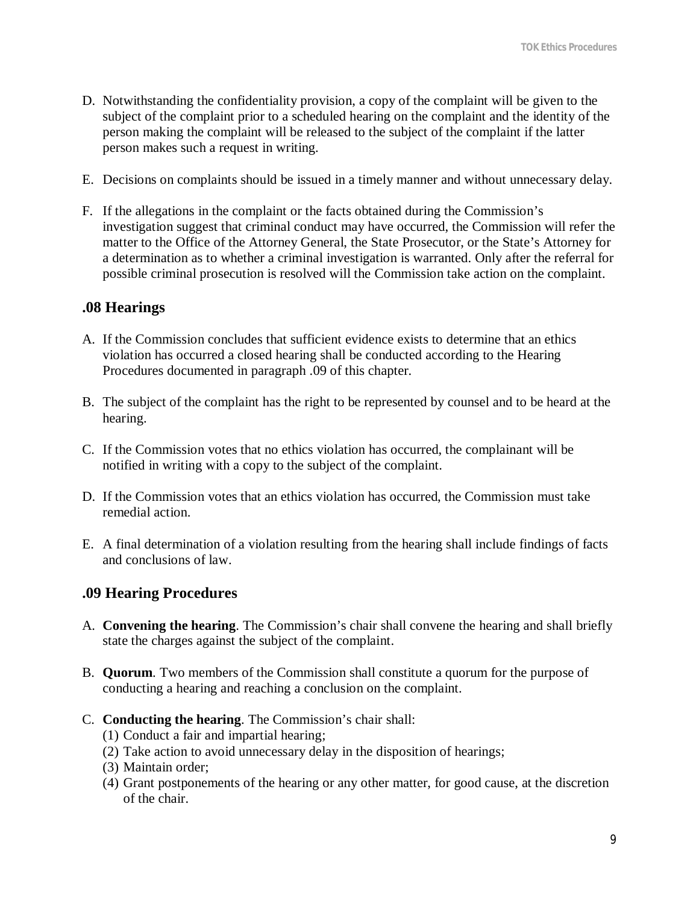D. Notwithstanding the confidentiality provision, a copy of the complaint will be given to the subject of the complaint prior to a scheduled hearing on the complaint and the identity of the person making the complaint will be released to the subject of the complaint if the latter person makes such a request in writing.

E. Decisions on complaints should be issued in a timely manner and without unnecessary delay.

F. If the allegations in the complaint or the facts obtained during the Commission's investigation suggest that criminal conduct may have occurred, the Commission will refer the matter to the Office of the Attorney General, the State Prosecutor, or the State's Attorney for a determination as to whether a criminal investigation is warranted. Only after the referral for possible criminal prosecution is resolved will the Commission take action on the complaint.

## .08 Hearings

A. If the Commission concludes that sufficient evidence exists to determine that an ethics violation has occurred a closed hearing shall be conducted according to the Hearing Procedures documented in paragraph .09 of this chapter.

B. The subject of the complaint has the right to be represented by counsel and to be heard at the hearing.

C. If the Commission votes that no ethics violation has occurred, the complainant will be notified in writing with a copy to the subject of the complaint.

D. If the Commission votes that an ethics violation has occurred, the Commission must take remedial action.

E. A final determination of a violation resulting from the hearing shall include findings of facts and conclusions of law.

## .09 Hearing Procedures

A. **Convening the hearing**. The Commission's chair shall convene the hearing and shall briefly state the charges against the subject of the complaint.

B. **Quorum**. Two members of the Commission shall constitute a quorum for the purpose of conducting a hearing and reaching a conclusion on the complaint.

C. **Conducting the hearing**. The Commission's chair shall:
   (1) Conduct a fair and impartial hearing;
   (2) Take action to avoid unnecessary delay in the disposition of hearings;
   (3) Maintain order;
   (4) Grant postponements of the hearing or any other matter, for good cause, at the discretion of the chair.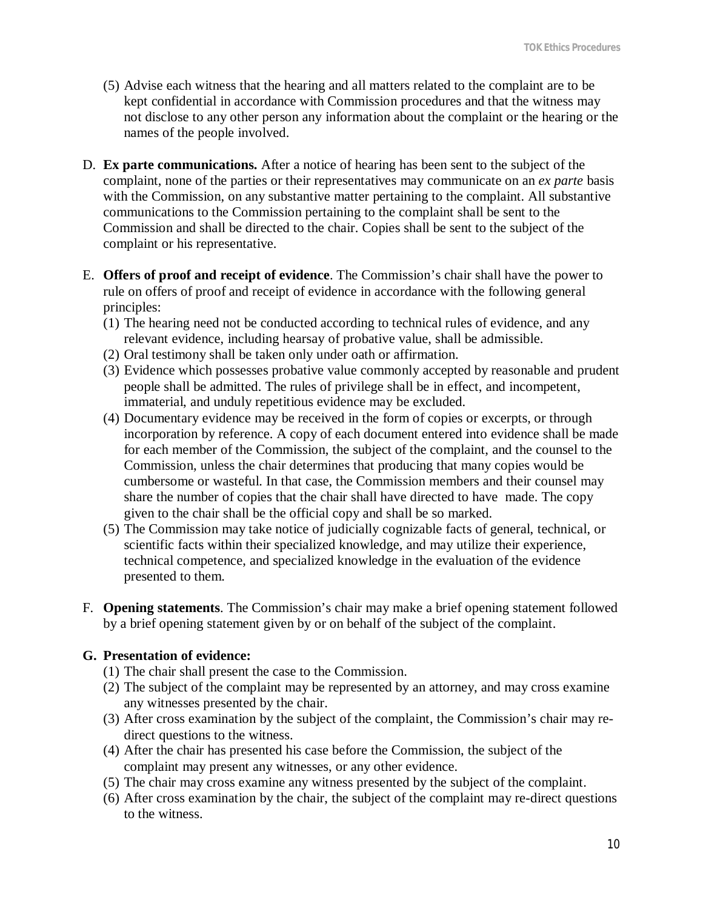(5) Advise each witness that the hearing and all matters related to the complaint are to be kept confidential in accordance with Commission procedures and that the witness may not disclose to any other person any information about the complaint or the hearing or the names of the people involved.

D. **Ex parte communications.** After a notice of hearing has been sent to the subject of the complaint, none of the parties or their representatives may communicate on an *ex parte* basis with the Commission, on any substantive matter pertaining to the complaint. All substantive communications to the Commission pertaining to the complaint shall be sent to the Commission and shall be directed to the chair. Copies shall be sent to the subject of the complaint or his representative.

E. **Offers of proof and receipt of evidence**. The Commission's chair shall have the power to rule on offers of proof and receipt of evidence in accordance with the following general principles:
   (1) The hearing need not be conducted according to technical rules of evidence, and any relevant evidence, including hearsay of probative value, shall be admissible.
   (2) Oral testimony shall be taken only under oath or affirmation.
   (3) Evidence which possesses probative value commonly accepted by reasonable and prudent people shall be admitted. The rules of privilege shall be in effect, and incompetent, immaterial, and unduly repetitious evidence may be excluded.
   (4) Documentary evidence may be received in the form of copies or excerpts, or through incorporation by reference. A copy of each document entered into evidence shall be made for each member of the Commission, the subject of the complaint, and the counsel to the Commission, unless the chair determines that producing that many copies would be cumbersome or wasteful. In that case, the Commission members and their counsel may share the number of copies that the chair shall have directed to have made. The copy given to the chair shall be the official copy and shall be so marked.
   (5) The Commission may take notice of judicially cognizable facts of general, technical, or scientific facts within their specialized knowledge, and may utilize their experience, technical competence, and specialized knowledge in the evaluation of the evidence presented to them.

F. **Opening statements**. The Commission's chair may make a brief opening statement followed by a brief opening statement given by or on behalf of the subject of the complaint.

**G. Presentation of evidence:**
   (1) The chair shall present the case to the Commission.
   (2) The subject of the complaint may be represented by an attorney, and may cross examine any witnesses presented by the chair.
   (3) After cross examination by the subject of the complaint, the Commission's chair may re-direct questions to the witness.
   (4) After the chair has presented his case before the Commission, the subject of the complaint may present any witnesses, or any other evidence.
   (5) The chair may cross examine any witness presented by the subject of the complaint.
   (6) After cross examination by the chair, the subject of the complaint may re-direct questions to the witness.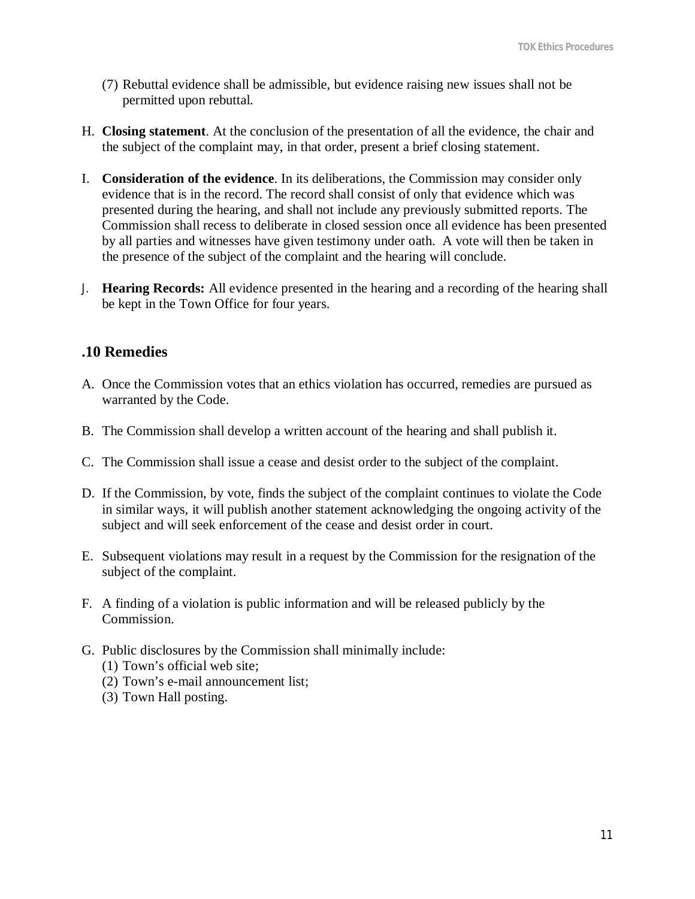(7) Rebuttal evidence shall be admissible, but evidence raising new issues shall not be permitted upon rebuttal.

H. **Closing statement**. At the conclusion of the presentation of all the evidence, the chair and the subject of the complaint may, in that order, present a brief closing statement.

I. **Consideration of the evidence**. In its deliberations, the Commission may consider only evidence that is in the record. The record shall consist of only that evidence which was presented during the hearing, and shall not include any previously submitted reports. The Commission shall recess to deliberate in closed session once all evidence has been presented by all parties and witnesses have given testimony under oath. A vote will then be taken in the presence of the subject of the complaint and the hearing will conclude.

J. **Hearing Records:** All evidence presented in the hearing and a recording of the hearing shall be kept in the Town Office for four years.

## .10 Remedies

A. Once the Commission votes that an ethics violation has occurred, remedies are pursued as warranted by the Code.

B. The Commission shall develop a written account of the hearing and shall publish it.

C. The Commission shall issue a cease and desist order to the subject of the complaint.

D. If the Commission, by vote, finds the subject of the complaint continues to violate the Code in similar ways, it will publish another statement acknowledging the ongoing activity of the subject and will seek enforcement of the cease and desist order in court.

E. Subsequent violations may result in a request by the Commission for the resignation of the subject of the complaint.

F. A finding of a violation is public information and will be released publicly by the Commission.

G. Public disclosures by the Commission shall minimally include:
   (1) Town's official web site;
   (2) Town's e-mail announcement list;
   (3) Town Hall posting.